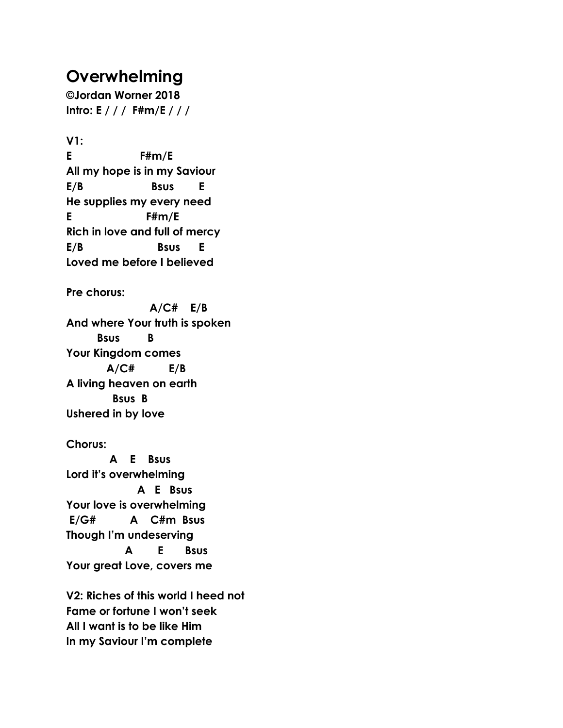# Overwhelming

**©Jordan Worner 2018**
**Intro: E / / /  F#m/E / / /**

**V1:**

```
E                  F#m/E
All my hope is in my Saviour
E/B                  Bsus       E
He supplies my every need
E                     F#m/E
Rich in love and full of mercy
E/B                     Bsus      E
Loved me before I believed
```

**Pre chorus:**

```
                        A/C#    E/B
And where Your truth is spoken
         Bsus        B
Your Kingdom comes
            A/C#          E/B
A living heaven on earth
             Bsus  B
Ushered in by love
```

**Chorus:**

```
            A    E    Bsus
Lord it's overwhelming
                    A   E   Bsus
Your love is overwhelming
 E/G#          A    C#m  Bsus
Though I'm undeserving
                A        E       Bsus
Your great Love, covers me
```

**V2: Riches of this world I heed not**
**Fame or fortune I won't seek**
**All I want is to be like Him**
**In my Saviour I'm complete**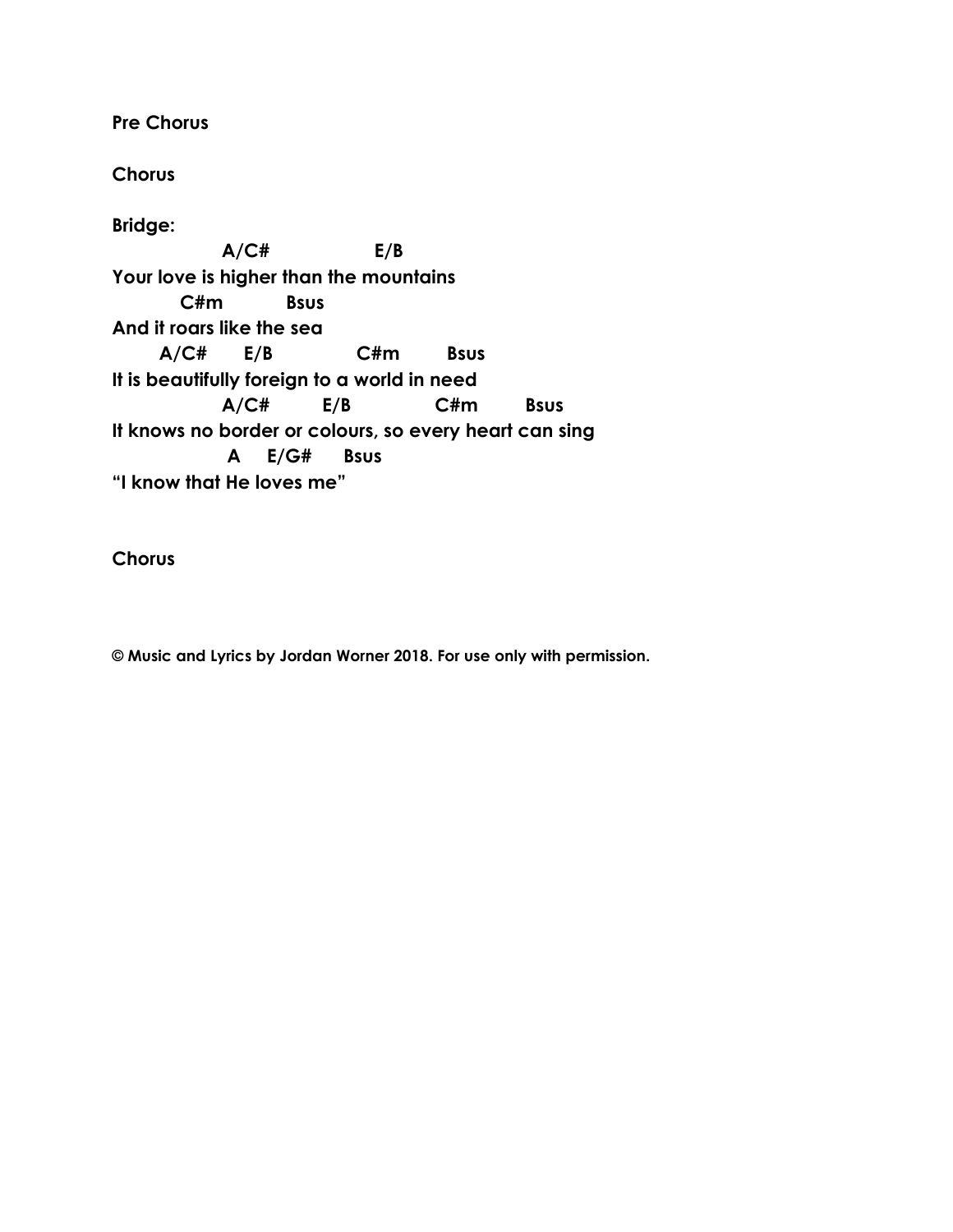**Pre Chorus**

**Chorus**

**Bridge:**

```
              A/C#                E/B
Your love is higher than the mountains
         C#m          Bsus
And it roars like the sea
      A/C#      E/B            C#m        Bsus
It is beautifully foreign to a world in need
              A/C#         E/B             C#m        Bsus
It knows no border or colours, so every heart can sing
               A    E/G#      Bsus
"I know that He loves me"
```

**Chorus**

**© Music and Lyrics by Jordan Worner 2018. For use only with permission.**